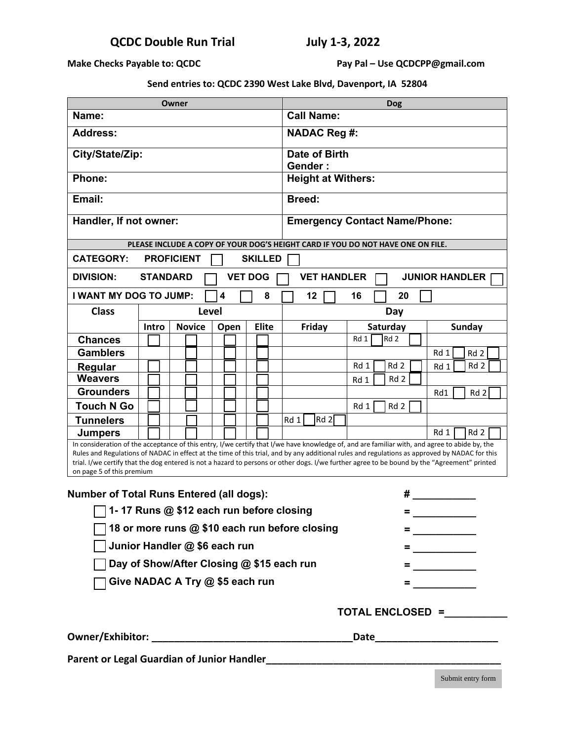## QCDC Double Run Trial July 1-3, 2022

**Make Checks Payable to: QCDC** **Pay Pal – Use QCDCPP@gmail.com**

**Send entries to: QCDC 2390 West Lake Blvd, Davenport, IA 52804**

| Owner | Dog |
|---|---|
| **Name:** | **Call Name:** |
| **Address:** | **NADAC Reg #:** |
| **City/State/Zip:** | **Date of Birth** <br> **Gender :** |
| **Phone:** | **Height at Withers:** |
| **Email:** | **Breed:** |
| **Handler, If not owner:** | **Emergency Contact Name/Phone:** |

**PLEASE INCLUDE A COPY OF YOUR DOG'S HEIGHT CARD IF YOU DO NOT HAVE ONE ON FILE.**

**CATEGORY:** **PROFICIENT** ☐ **SKILLED** ☐

**DIVISION:** **STANDARD** ☐ **VET DOG** ☐ **VET HANDLER** ☐ **JUNIOR HANDLER** ☐

**I WANT MY DOG TO JUMP:** ☐ **4** ☐ **8** ☐ **12** ☐ **16** ☐ **20** ☐

| Class | Level | | | | Day | | |
|---|---|---|---|---|---|---|---|
| | Intro | Novice | Open | Elite | Friday | Saturday | Sunday |
| **Chances** | ☐ | ☐ | ☐ | ☐ | | Rd 1 ☐ Rd 2 ☐ | |
| **Gamblers** | | ☐ | ☐ | ☐ | | | Rd 1 ☐ Rd 2 ☐ |
| **Regular** | ☐ | ☐ | ☐ | ☐ | | Rd 1 ☐ Rd 2 ☐ | Rd 1 ☐ Rd 2 ☐ |
| **Weavers** | ☐ | ☐ | ☐ | ☐ | | Rd 1 ☐ Rd 2 ☐ | |
| **Grounders** | ☐ | ☐ | ☐ | ☐ | | | Rd1 ☐ Rd 2 ☐ |
| **Touch N Go** | ☐ | ☐ | ☐ | ☐ | | Rd 1 ☐ Rd 2 ☐ | |
| **Tunnelers** | ☐ | ☐ | ☐ | ☐ | Rd 1 ☐ Rd 2 ☐ | | |
| **Jumpers** | ☐ | ☐ | ☐ | ☐ | | | Rd 1 ☐ Rd 2 ☐ |

In consideration of the acceptance of this entry, I/we certify that I/we have knowledge of, and are familiar with, and agree to abide by, the Rules and Regulations of NADAC in effect at the time of this trial, and by any additional rules and regulations as approved by NADAC for this trial. I/we certify that the dog entered is not a hazard to persons or other dogs. I/we further agree to be bound by the "Agreement" printed on page 5 of this premium

**Number of Total Runs Entered (all dogs):** # ___________

- ☐ **1- 17 Runs @ $12 each run before closing** = ___________
- ☐ **18 or more runs @ $10 each run before closing** = ___________
- ☐ **Junior Handler @ $6 each run** = ___________
- ☐ **Day of Show/After Closing @ $15 each run** = ___________
- ☐ **Give NADAC A Try @ $5 each run** = ___________

**TOTAL ENCLOSED =___________**

**Owner/Exhibitor:** ____________________________________ **Date**______________________

**Parent or Legal Guardian of Junior Handler**___________________________________________

Submit entry form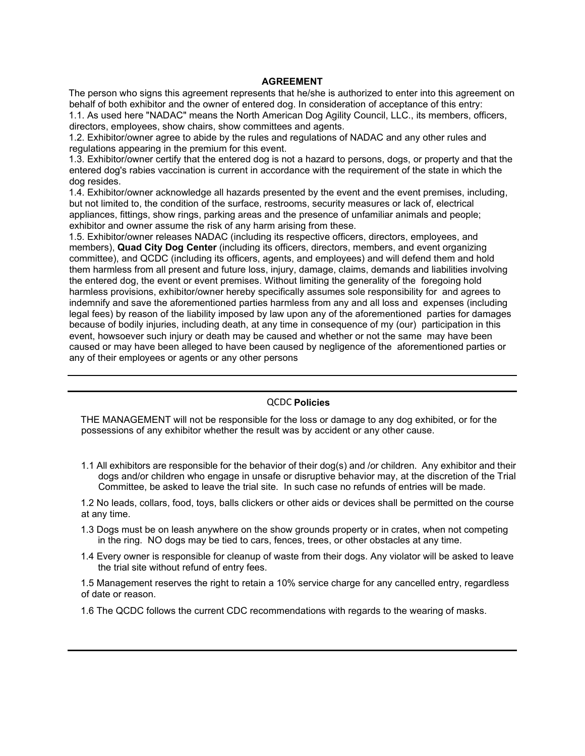## AGREEMENT

The person who signs this agreement represents that he/she is authorized to enter into this agreement on behalf of both exhibitor and the owner of entered dog. In consideration of acceptance of this entry:

1.1. As used here "NADAC" means the North American Dog Agility Council, LLC., its members, officers, directors, employees, show chairs, show committees and agents.

1.2. Exhibitor/owner agree to abide by the rules and regulations of NADAC and any other rules and regulations appearing in the premium for this event.

1.3. Exhibitor/owner certify that the entered dog is not a hazard to persons, dogs, or property and that the entered dog's rabies vaccination is current in accordance with the requirement of the state in which the dog resides.

1.4. Exhibitor/owner acknowledge all hazards presented by the event and the event premises, including, but not limited to, the condition of the surface, restrooms, security measures or lack of, electrical appliances, fittings, show rings, parking areas and the presence of unfamiliar animals and people; exhibitor and owner assume the risk of any harm arising from these.

1.5. Exhibitor/owner releases NADAC (including its respective officers, directors, employees, and members), **Quad City Dog Center** (including its officers, directors, members, and event organizing committee), and QCDC (including its officers, agents, and employees) and will defend them and hold them harmless from all present and future loss, injury, damage, claims, demands and liabilities involving the entered dog, the event or event premises. Without limiting the generality of the foregoing hold harmless provisions, exhibitor/owner hereby specifically assumes sole responsibility for and agrees to indemnify and save the aforementioned parties harmless from any and all loss and expenses (including legal fees) by reason of the liability imposed by law upon any of the aforementioned parties for damages because of bodily injuries, including death, at any time in consequence of my (our) participation in this event, howsoever such injury or death may be caused and whether or not the same may have been caused or may have been alleged to have been caused by negligence of the aforementioned parties or any of their employees or agents or any other persons

---

## QCDC **Policies**

THE MANAGEMENT will not be responsible for the loss or damage to any dog exhibited, or for the possessions of any exhibitor whether the result was by accident or any other cause.

1.1 All exhibitors are responsible for the behavior of their dog(s) and /or children. Any exhibitor and their dogs and/or children who engage in unsafe or disruptive behavior may, at the discretion of the Trial Committee, be asked to leave the trial site. In such case no refunds of entries will be made.

1.2 No leads, collars, food, toys, balls clickers or other aids or devices shall be permitted on the course at any time.

1.3 Dogs must be on leash anywhere on the show grounds property or in crates, when not competing in the ring. NO dogs may be tied to cars, fences, trees, or other obstacles at any time.

1.4 Every owner is responsible for cleanup of waste from their dogs. Any violator will be asked to leave the trial site without refund of entry fees.

1.5 Management reserves the right to retain a 10% service charge for any cancelled entry, regardless of date or reason.

1.6 The QCDC follows the current CDC recommendations with regards to the wearing of masks.